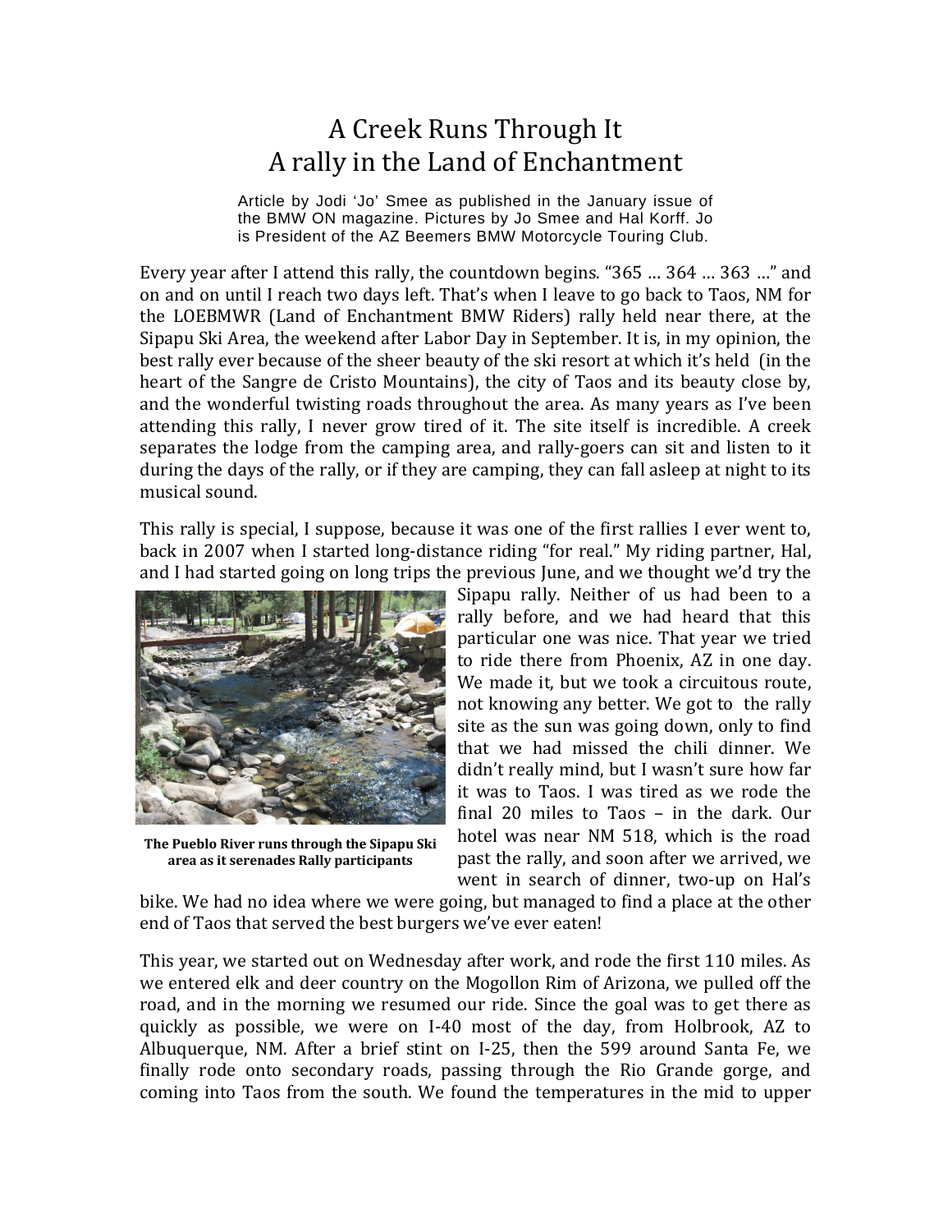# A Creek Runs Through It
## A rally in the Land of Enchantment

Article by Jodi 'Jo' Smee as published in the January issue of the BMW ON magazine. Pictures by Jo Smee and Hal Korff. Jo is President of the AZ Beemers BMW Motorcycle Touring Club.

Every year after I attend this rally, the countdown begins. "365 … 364 … 363 …" and on and on until I reach two days left. That's when I leave to go back to Taos, NM for the LOEBMWR (Land of Enchantment BMW Riders) rally held near there, at the Sipapu Ski Area, the weekend after Labor Day in September. It is, in my opinion, the best rally ever because of the sheer beauty of the ski resort at which it's held (in the heart of the Sangre de Cristo Mountains), the city of Taos and its beauty close by, and the wonderful twisting roads throughout the area. As many years as I've been attending this rally, I never grow tired of it. The site itself is incredible. A creek separates the lodge from the camping area, and rally-goers can sit and listen to it during the days of the rally, or if they are camping, they can fall asleep at night to its musical sound.

This rally is special, I suppose, because it was one of the first rallies I ever went to, back in 2007 when I started long-distance riding "for real." My riding partner, Hal, and I had started going on long trips the previous June, and we thought we'd try the Sipapu rally. Neither of us had been to a rally before, and we had heard that this particular one was nice. That year we tried to ride there from Phoenix, AZ in one day. We made it, but we took a circuitous route, not knowing any better. We got to the rally site as the sun was going down, only to find that we had missed the chili dinner. We didn't really mind, but I wasn't sure how far it was to Taos. I was tired as we rode the final 20 miles to Taos – in the dark. Our hotel was near NM 518, which is the road past the rally, and soon after we arrived, we went in search of dinner, two-up on Hal's bike. We had no idea where we were going, but managed to find a place at the other end of Taos that served the best burgers we've ever eaten!

**The Pueblo River runs through the Sipapu Ski area as it serenades Rally participants**

This year, we started out on Wednesday after work, and rode the first 110 miles. As we entered elk and deer country on the Mogollon Rim of Arizona, we pulled off the road, and in the morning we resumed our ride. Since the goal was to get there as quickly as possible, we were on I-40 most of the day, from Holbrook, AZ to Albuquerque, NM. After a brief stint on I-25, then the 599 around Santa Fe, we finally rode onto secondary roads, passing through the Rio Grande gorge, and coming into Taos from the south. We found the temperatures in the mid to upper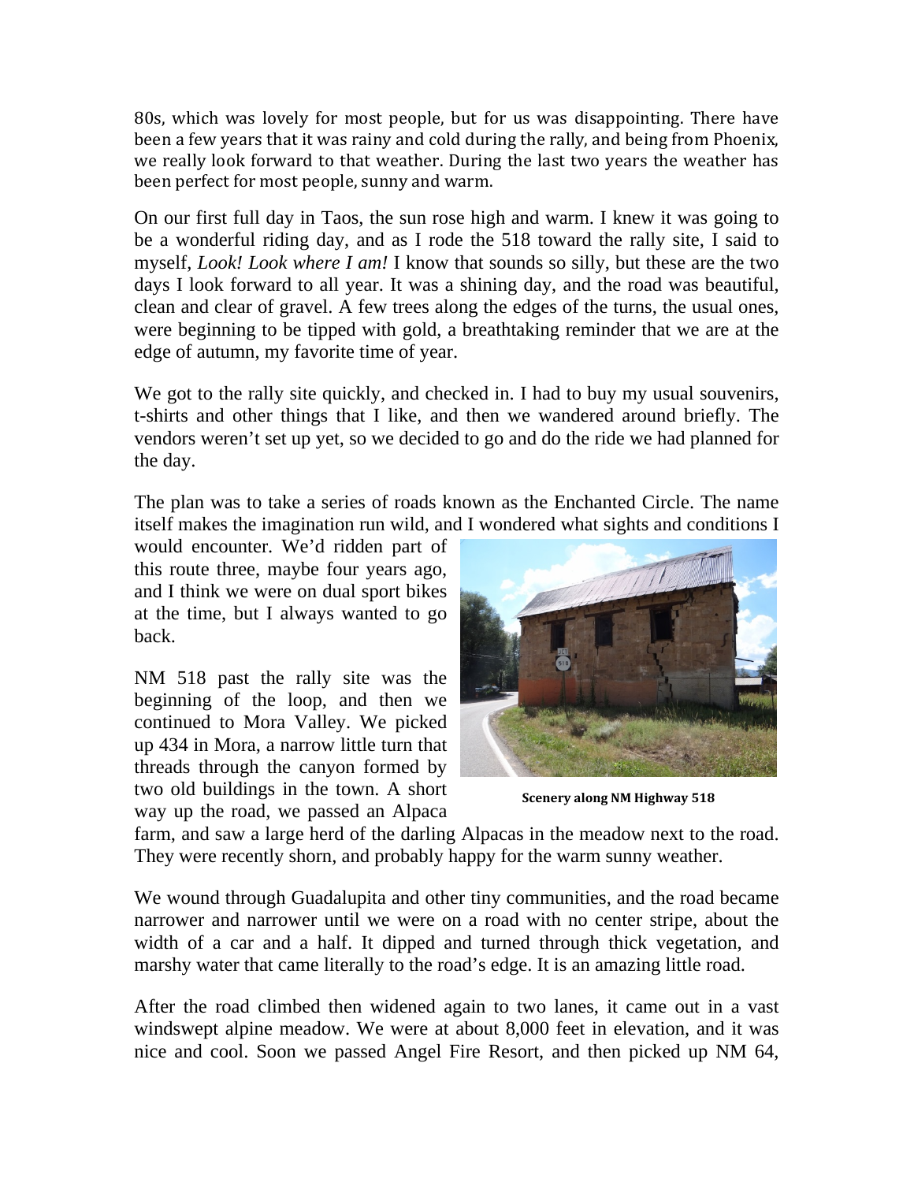80s, which was lovely for most people, but for us was disappointing. There have been a few years that it was rainy and cold during the rally, and being from Phoenix, we really look forward to that weather. During the last two years the weather has been perfect for most people, sunny and warm.

On our first full day in Taos, the sun rose high and warm. I knew it was going to be a wonderful riding day, and as I rode the 518 toward the rally site, I said to myself, *Look! Look where I am!* I know that sounds so silly, but these are the two days I look forward to all year. It was a shining day, and the road was beautiful, clean and clear of gravel. A few trees along the edges of the turns, the usual ones, were beginning to be tipped with gold, a breathtaking reminder that we are at the edge of autumn, my favorite time of year.

We got to the rally site quickly, and checked in. I had to buy my usual souvenirs, t-shirts and other things that I like, and then we wandered around briefly. The vendors weren't set up yet, so we decided to go and do the ride we had planned for the day.

The plan was to take a series of roads known as the Enchanted Circle. The name itself makes the imagination run wild, and I wondered what sights and conditions I would encounter. We'd ridden part of this route three, maybe four years ago, and I think we were on dual sport bikes at the time, but I always wanted to go back.

NM 518 past the rally site was the beginning of the loop, and then we continued to Mora Valley. We picked up 434 in Mora, a narrow little turn that threads through the canyon formed by two old buildings in the town. A short way up the road, we passed an Alpaca farm, and saw a large herd of the darling Alpacas in the meadow next to the road. They were recently shorn, and probably happy for the warm sunny weather.

**Scenery along NM Highway 518**

We wound through Guadalupita and other tiny communities, and the road became narrower and narrower until we were on a road with no center stripe, about the width of a car and a half. It dipped and turned through thick vegetation, and marshy water that came literally to the road's edge. It is an amazing little road.

After the road climbed then widened again to two lanes, it came out in a vast windswept alpine meadow. We were at about 8,000 feet in elevation, and it was nice and cool. Soon we passed Angel Fire Resort, and then picked up NM 64,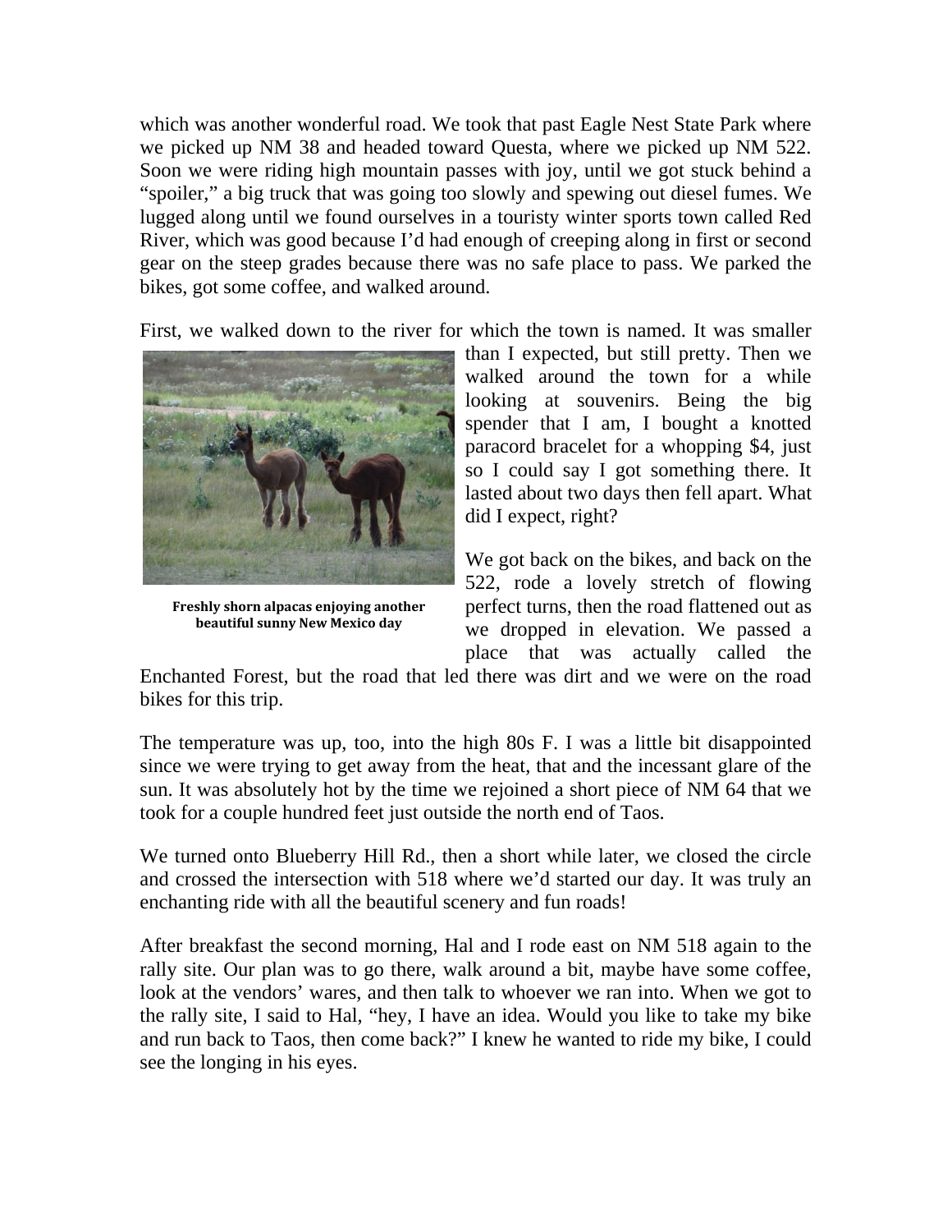which was another wonderful road. We took that past Eagle Nest State Park where we picked up NM 38 and headed toward Questa, where we picked up NM 522. Soon we were riding high mountain passes with joy, until we got stuck behind a "spoiler," a big truck that was going too slowly and spewing out diesel fumes. We lugged along until we found ourselves in a touristy winter sports town called Red River, which was good because I'd had enough of creeping along in first or second gear on the steep grades because there was no safe place to pass. We parked the bikes, got some coffee, and walked around.

First, we walked down to the river for which the town is named. It was smaller than I expected, but still pretty. Then we walked around the town for a while looking at souvenirs. Being the big spender that I am, I bought a knotted paracord bracelet for a whopping $4, just so I could say I got something there. It lasted about two days then fell apart. What did I expect, right?

**Freshly shorn alpacas enjoying another beautiful sunny New Mexico day**

We got back on the bikes, and back on the 522, rode a lovely stretch of flowing perfect turns, then the road flattened out as we dropped in elevation. We passed a place that was actually called the Enchanted Forest, but the road that led there was dirt and we were on the road bikes for this trip.

The temperature was up, too, into the high 80s F. I was a little bit disappointed since we were trying to get away from the heat, that and the incessant glare of the sun. It was absolutely hot by the time we rejoined a short piece of NM 64 that we took for a couple hundred feet just outside the north end of Taos.

We turned onto Blueberry Hill Rd., then a short while later, we closed the circle and crossed the intersection with 518 where we'd started our day. It was truly an enchanting ride with all the beautiful scenery and fun roads!

After breakfast the second morning, Hal and I rode east on NM 518 again to the rally site. Our plan was to go there, walk around a bit, maybe have some coffee, look at the vendors' wares, and then talk to whoever we ran into. When we got to the rally site, I said to Hal, "hey, I have an idea. Would you like to take my bike and run back to Taos, then come back?" I knew he wanted to ride my bike, I could see the longing in his eyes.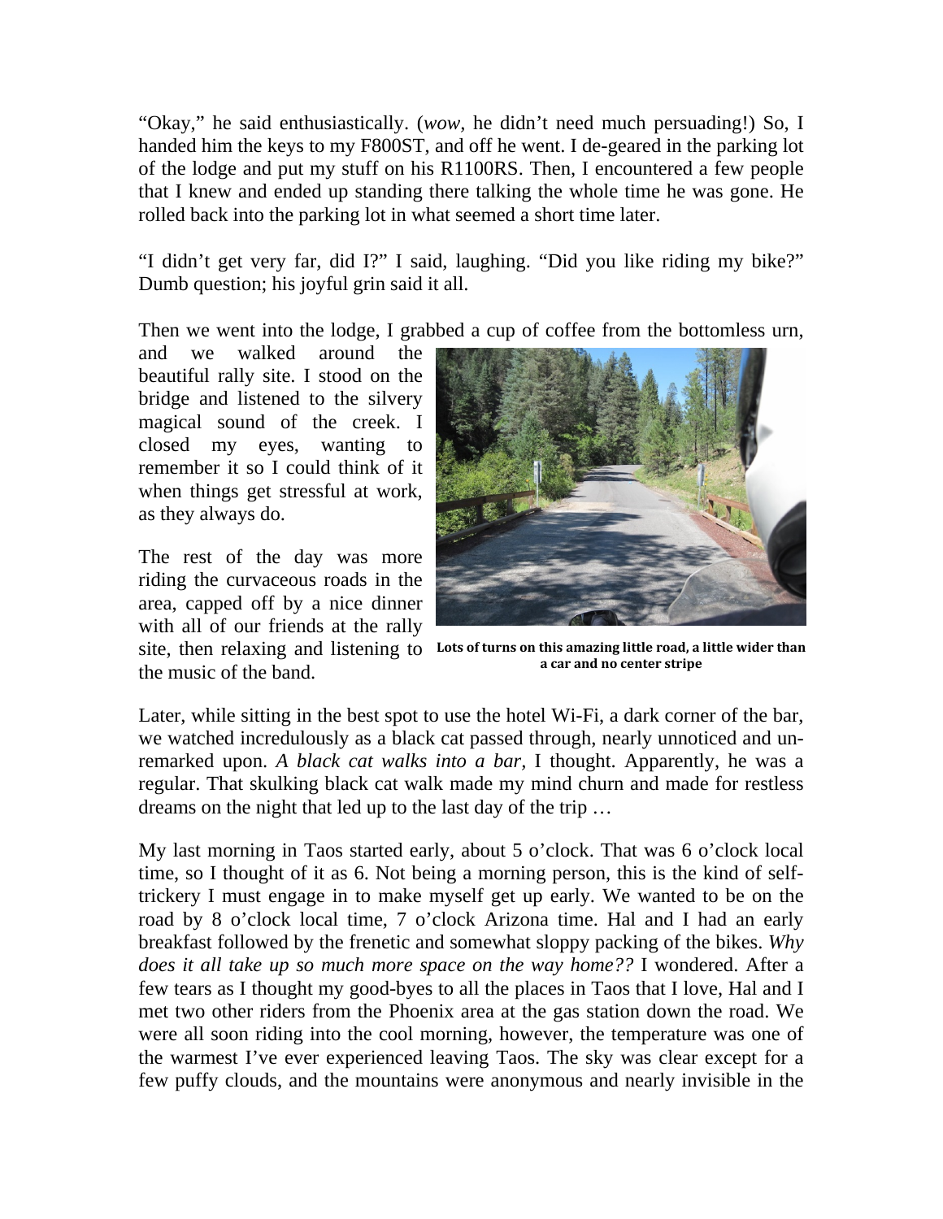"Okay," he said enthusiastically. (*wow,* he didn't need much persuading!) So, I handed him the keys to my F800ST, and off he went. I de-geared in the parking lot of the lodge and put my stuff on his R1100RS. Then, I encountered a few people that I knew and ended up standing there talking the whole time he was gone. He rolled back into the parking lot in what seemed a short time later.

"I didn't get very far, did I?" I said, laughing. "Did you like riding my bike?" Dumb question; his joyful grin said it all.

Then we went into the lodge, I grabbed a cup of coffee from the bottomless urn, and we walked around the beautiful rally site. I stood on the bridge and listened to the silvery magical sound of the creek. I closed my eyes, wanting to remember it so I could think of it when things get stressful at work, as they always do.

The rest of the day was more riding the curvaceous roads in the area, capped off by a nice dinner with all of our friends at the rally site, then relaxing and listening to the music of the band.

**Lots of turns on this amazing little road, a little wider than a car and no center stripe**

Later, while sitting in the best spot to use the hotel Wi-Fi, a dark corner of the bar, we watched incredulously as a black cat passed through, nearly unnoticed and un-remarked upon. *A black cat walks into a bar,* I thought. Apparently, he was a regular. That skulking black cat walk made my mind churn and made for restless dreams on the night that led up to the last day of the trip …

My last morning in Taos started early, about 5 o'clock. That was 6 o'clock local time, so I thought of it as 6. Not being a morning person, this is the kind of self-trickery I must engage in to make myself get up early. We wanted to be on the road by 8 o'clock local time, 7 o'clock Arizona time. Hal and I had an early breakfast followed by the frenetic and somewhat sloppy packing of the bikes. *Why does it all take up so much more space on the way home??* I wondered. After a few tears as I thought my good-byes to all the places in Taos that I love, Hal and I met two other riders from the Phoenix area at the gas station down the road. We were all soon riding into the cool morning, however, the temperature was one of the warmest I've ever experienced leaving Taos. The sky was clear except for a few puffy clouds, and the mountains were anonymous and nearly invisible in the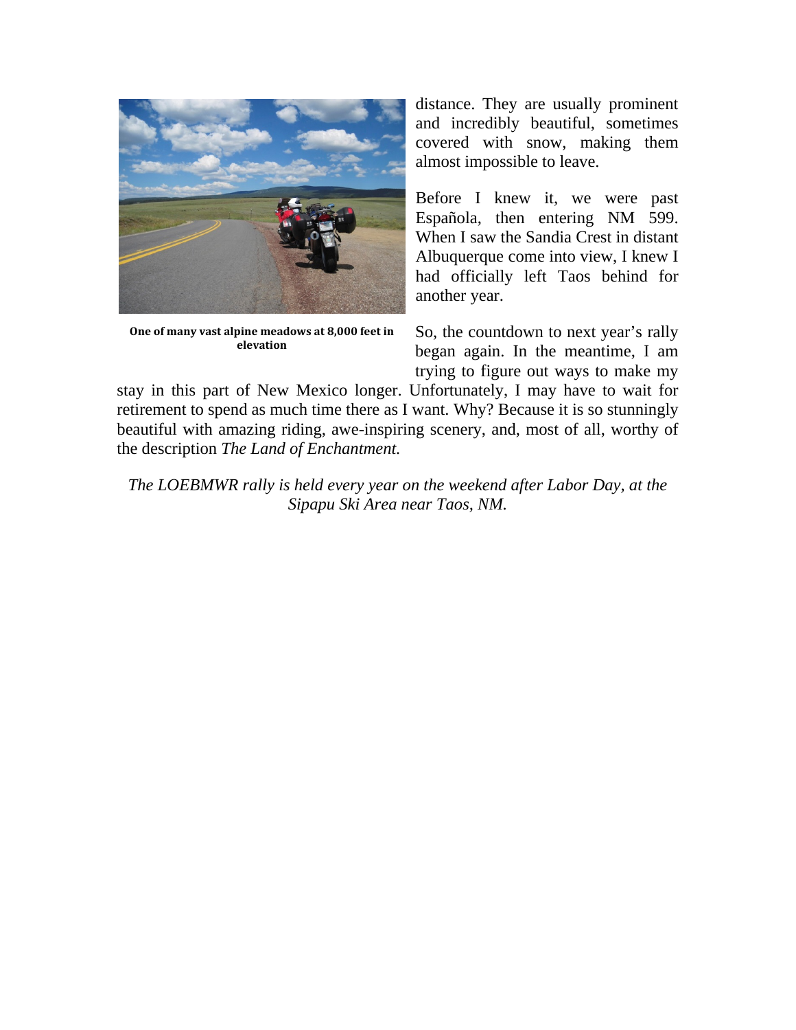distance. They are usually prominent and incredibly beautiful, sometimes covered with snow, making them almost impossible to leave.

**One of many vast alpine meadows at 8,000 feet in elevation**

Before I knew it, we were past Española, then entering NM 599. When I saw the Sandia Crest in distant Albuquerque come into view, I knew I had officially left Taos behind for another year.

So, the countdown to next year's rally began again. In the meantime, I am trying to figure out ways to make my stay in this part of New Mexico longer. Unfortunately, I may have to wait for retirement to spend as much time there as I want. Why? Because it is so stunningly beautiful with amazing riding, awe-inspiring scenery, and, most of all, worthy of the description *The Land of Enchantment.*

*The LOEBMWR rally is held every year on the weekend after Labor Day, at the Sipapu Ski Area near Taos, NM.*